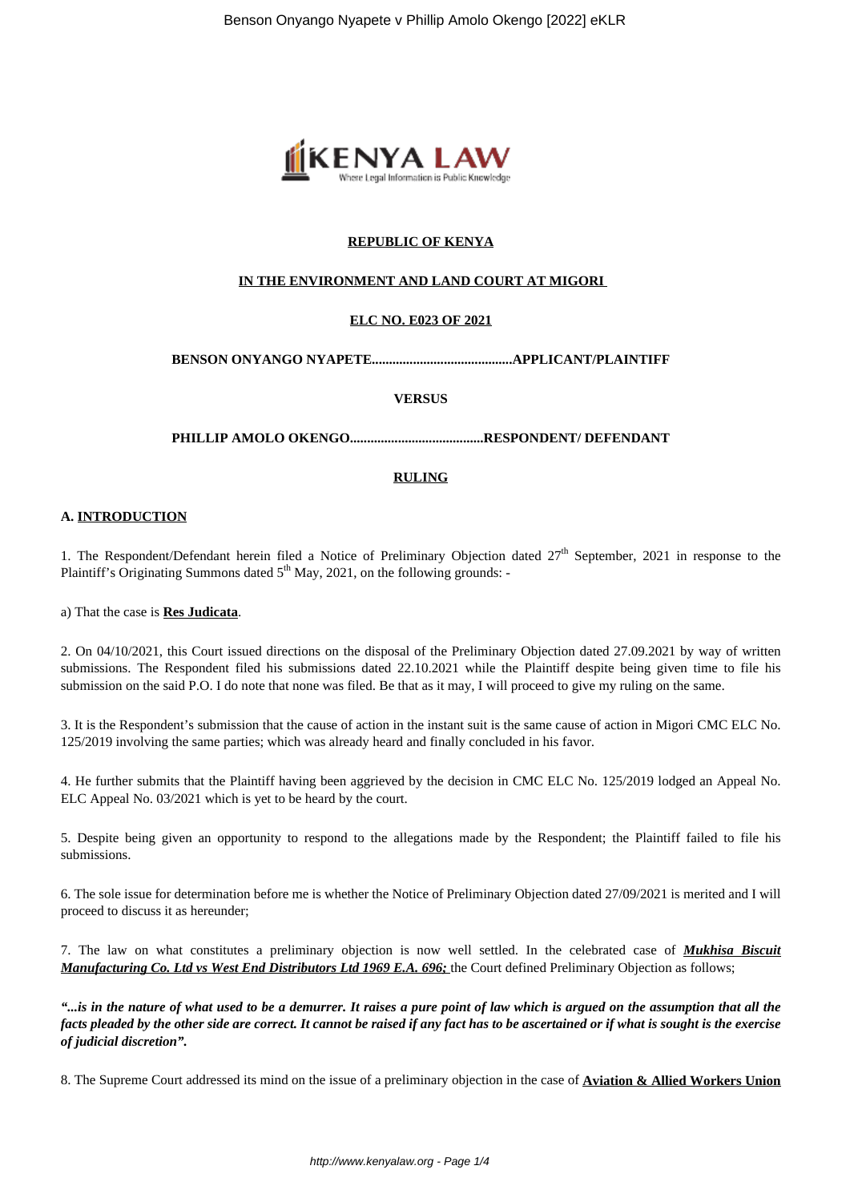**REPUBLIC OF KENYA**

**IN THE ENVIRONMENT AND LAND COURT AT MIGORI**

**ELC NO. E023 OF 2021**

**BENSON ONYANGO NYAPETE.........................................APPLICANT/PLAINTIFF**

**VERSUS**

**PHILLIP AMOLO OKENGO.......................................RESPONDENT/ DEFENDANT**

**RULING**

**A. INTRODUCTION**

1. The Respondent/Defendant herein filed a Notice of Preliminary Objection dated 27th September, 2021 in response to the Plaintiff's Originating Summons dated 5th May, 2021, on the following grounds: -

a) That the case is **Res Judicata**.

2. On 04/10/2021, this Court issued directions on the disposal of the Preliminary Objection dated 27.09.2021 by way of written submissions. The Respondent filed his submissions dated 22.10.2021 while the Plaintiff despite being given time to file his submission on the said P.O. I do note that none was filed. Be that as it may, I will proceed to give my ruling on the same.

3. It is the Respondent's submission that the cause of action in the instant suit is the same cause of action in Migori CMC ELC No. 125/2019 involving the same parties; which was already heard and finally concluded in his favor.

4. He further submits that the Plaintiff having been aggrieved by the decision in CMC ELC No. 125/2019 lodged an Appeal No. ELC Appeal No. 03/2021 which is yet to be heard by the court.

5. Despite being given an opportunity to respond to the allegations made by the Respondent; the Plaintiff failed to file his submissions.

6. The sole issue for determination before me is whether the Notice of Preliminary Objection dated 27/09/2021 is merited and I will proceed to discuss it as hereunder;

7. The law on what constitutes a preliminary objection is now well settled. In the celebrated case of ***Mukhisa Biscuit Manufacturing Co. Ltd vs West End Distributors Ltd 1969 E.A. 696;*** the Court defined Preliminary Objection as follows;

***"...is in the nature of what used to be a demurrer. It raises a pure point of law which is argued on the assumption that all the facts pleaded by the other side are correct. It cannot be raised if any fact has to be ascertained or if what is sought is the exercise of judicial discretion".***

8. The Supreme Court addressed its mind on the issue of a preliminary objection in the case of **Aviation & Allied Workers Union**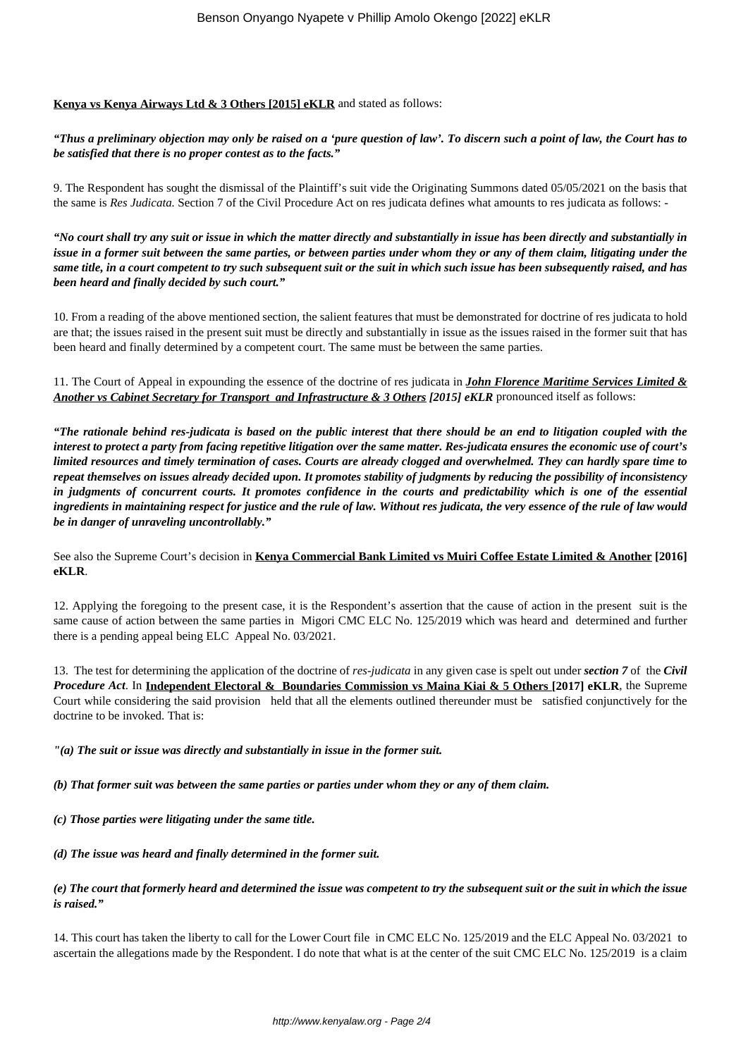**Kenya vs Kenya Airways Ltd & 3 Others [2015] eKLR** and stated as follows:

***"Thus a preliminary objection may only be raised on a 'pure question of law'. To discern such a point of law, the Court has to be satisfied that there is no proper contest as to the facts."***

9. The Respondent has sought the dismissal of the Plaintiff's suit vide the Originating Summons dated 05/05/2021 on the basis that the same is *Res Judicata.* Section 7 of the Civil Procedure Act on res judicata defines what amounts to res judicata as follows: -

***"No court shall try any suit or issue in which the matter directly and substantially in issue has been directly and substantially in issue in a former suit between the same parties, or between parties under whom they or any of them claim, litigating under the same title, in a court competent to try such subsequent suit or the suit in which such issue has been subsequently raised, and has been heard and finally decided by such court."***

10. From a reading of the above mentioned section, the salient features that must be demonstrated for doctrine of res judicata to hold are that; the issues raised in the present suit must be directly and substantially in issue as the issues raised in the former suit that has been heard and finally determined by a competent court. The same must be between the same parties.

11. The Court of Appeal in expounding the essence of the doctrine of res judicata in ***John Florence Maritime Services Limited & Another vs Cabinet Secretary for Transport and Infrastructure & 3 Others [2015] eKLR*** pronounced itself as follows:

***"The rationale behind res-judicata is based on the public interest that there should be an end to litigation coupled with the interest to protect a party from facing repetitive litigation over the same matter. Res-judicata ensures the economic use of court's limited resources and timely termination of cases. Courts are already clogged and overwhelmed. They can hardly spare time to repeat themselves on issues already decided upon. It promotes stability of judgments by reducing the possibility of inconsistency in judgments of concurrent courts. It promotes confidence in the courts and predictability which is one of the essential ingredients in maintaining respect for justice and the rule of law. Without res judicata, the very essence of the rule of law would be in danger of unraveling uncontrollably."***

See also the Supreme Court's decision in **Kenya Commercial Bank Limited vs Muiri Coffee Estate Limited & Another [2016] eKLR**.

12. Applying the foregoing to the present case, it is the Respondent's assertion that the cause of action in the present suit is the same cause of action between the same parties in Migori CMC ELC No. 125/2019 which was heard and determined and further there is a pending appeal being ELC Appeal No. 03/2021.

13. The test for determining the application of the doctrine of *res-judicata* in any given case is spelt out under ***section 7*** of the ***Civil Procedure Act***. In **Independent Electoral & Boundaries Commission vs Maina Kiai & 5 Others [2017] eKLR**, the Supreme Court while considering the said provision held that all the elements outlined thereunder must be satisfied conjunctively for the doctrine to be invoked. That is:

***"(a) The suit or issue was directly and substantially in issue in the former suit.***

***(b) That former suit was between the same parties or parties under whom they or any of them claim.***

***(c) Those parties were litigating under the same title.***

***(d) The issue was heard and finally determined in the former suit.***

***(e) The court that formerly heard and determined the issue was competent to try the subsequent suit or the suit in which the issue is raised."***

14. This court has taken the liberty to call for the Lower Court file in CMC ELC No. 125/2019 and the ELC Appeal No. 03/2021 to ascertain the allegations made by the Respondent. I do note that what is at the center of the suit CMC ELC No. 125/2019 is a claim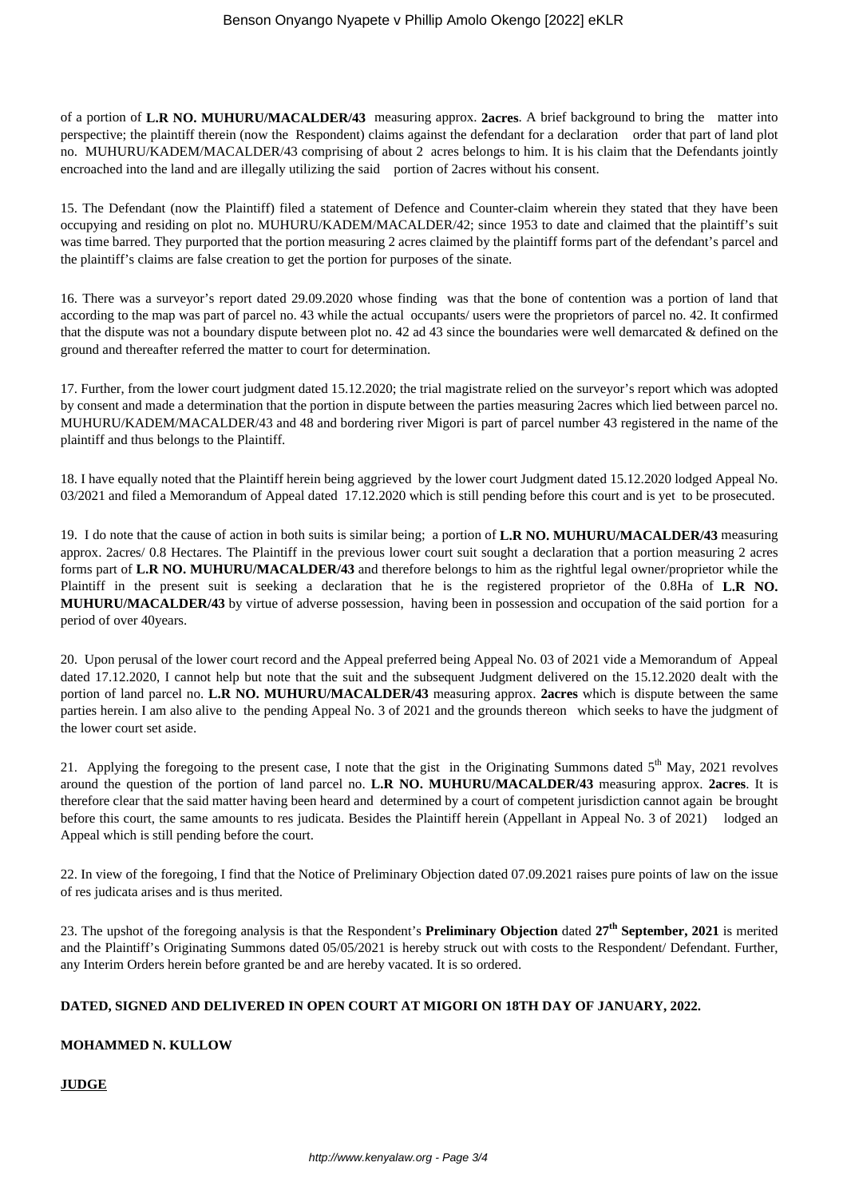of a portion of **L.R NO. MUHURU/MACALDER/43** measuring approx. **2acres**. A brief background to bring the matter into perspective; the plaintiff therein (now the Respondent) claims against the defendant for a declaration order that part of land plot no. MUHURU/KADEM/MACALDER/43 comprising of about 2 acres belongs to him. It is his claim that the Defendants jointly encroached into the land and are illegally utilizing the said portion of 2acres without his consent.

15. The Defendant (now the Plaintiff) filed a statement of Defence and Counter-claim wherein they stated that they have been occupying and residing on plot no. MUHURU/KADEM/MACALDER/42; since 1953 to date and claimed that the plaintiff's suit was time barred. They purported that the portion measuring 2 acres claimed by the plaintiff forms part of the defendant's parcel and the plaintiff's claims are false creation to get the portion for purposes of the sinate.

16. There was a surveyor's report dated 29.09.2020 whose finding was that the bone of contention was a portion of land that according to the map was part of parcel no. 43 while the actual occupants/ users were the proprietors of parcel no. 42. It confirmed that the dispute was not a boundary dispute between plot no. 42 ad 43 since the boundaries were well demarcated & defined on the ground and thereafter referred the matter to court for determination.

17. Further, from the lower court judgment dated 15.12.2020; the trial magistrate relied on the surveyor's report which was adopted by consent and made a determination that the portion in dispute between the parties measuring 2acres which lied between parcel no. MUHURU/KADEM/MACALDER/43 and 48 and bordering river Migori is part of parcel number 43 registered in the name of the plaintiff and thus belongs to the Plaintiff.

18. I have equally noted that the Plaintiff herein being aggrieved by the lower court Judgment dated 15.12.2020 lodged Appeal No. 03/2021 and filed a Memorandum of Appeal dated 17.12.2020 which is still pending before this court and is yet to be prosecuted.

19. I do note that the cause of action in both suits is similar being; a portion of **L.R NO. MUHURU/MACALDER/43** measuring approx. 2acres/ 0.8 Hectares. The Plaintiff in the previous lower court suit sought a declaration that a portion measuring 2 acres forms part of **L.R NO. MUHURU/MACALDER/43** and therefore belongs to him as the rightful legal owner/proprietor while the Plaintiff in the present suit is seeking a declaration that he is the registered proprietor of the 0.8Ha of **L.R NO. MUHURU/MACALDER/43** by virtue of adverse possession, having been in possession and occupation of the said portion for a period of over 40years.

20. Upon perusal of the lower court record and the Appeal preferred being Appeal No. 03 of 2021 vide a Memorandum of Appeal dated 17.12.2020, I cannot help but note that the suit and the subsequent Judgment delivered on the 15.12.2020 dealt with the portion of land parcel no. **L.R NO. MUHURU/MACALDER/43** measuring approx. **2acres** which is dispute between the same parties herein. I am also alive to the pending Appeal No. 3 of 2021 and the grounds thereon which seeks to have the judgment of the lower court set aside.

21. Applying the foregoing to the present case, I note that the gist in the Originating Summons dated 5th May, 2021 revolves around the question of the portion of land parcel no. **L.R NO. MUHURU/MACALDER/43** measuring approx. **2acres**. It is therefore clear that the said matter having been heard and determined by a court of competent jurisdiction cannot again be brought before this court, the same amounts to res judicata. Besides the Plaintiff herein (Appellant in Appeal No. 3 of 2021) lodged an Appeal which is still pending before the court.

22. In view of the foregoing, I find that the Notice of Preliminary Objection dated 07.09.2021 raises pure points of law on the issue of res judicata arises and is thus merited.

23. The upshot of the foregoing analysis is that the Respondent's **Preliminary Objection** dated **27th September, 2021** is merited and the Plaintiff's Originating Summons dated 05/05/2021 is hereby struck out with costs to the Respondent/ Defendant. Further, any Interim Orders herein before granted be and are hereby vacated. It is so ordered.

**DATED, SIGNED AND DELIVERED IN OPEN COURT AT MIGORI ON 18TH DAY OF JANUARY, 2022.**

**MOHAMMED N. KULLOW**

**JUDGE**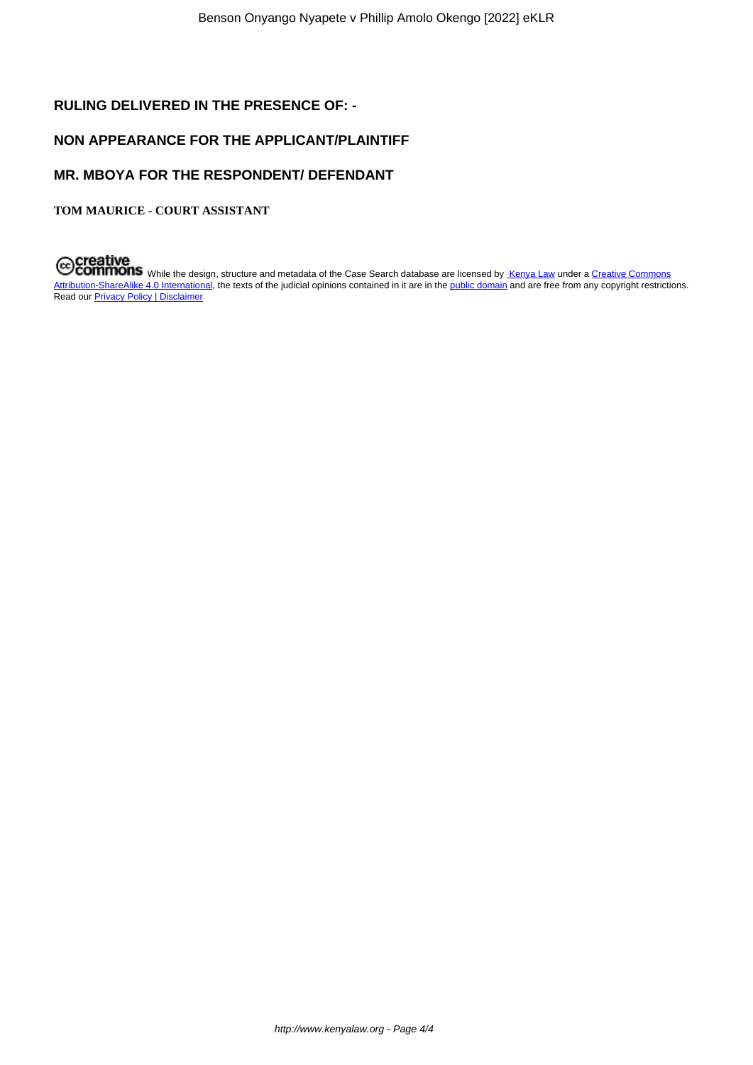**RULING DELIVERED IN THE PRESENCE OF: -**

**NON APPEARANCE FOR THE APPLICANT/PLAINTIFF**

**MR. MBOYA FOR THE RESPONDENT/ DEFENDANT**

**TOM MAURICE - COURT ASSISTANT**

While the design, structure and metadata of the Case Search database are licensed by Kenya Law under a Creative Commons Attribution-ShareAlike 4.0 International, the texts of the judicial opinions contained in it are in the public domain and are free from any copyright restrictions. Read our Privacy Policy | Disclaimer